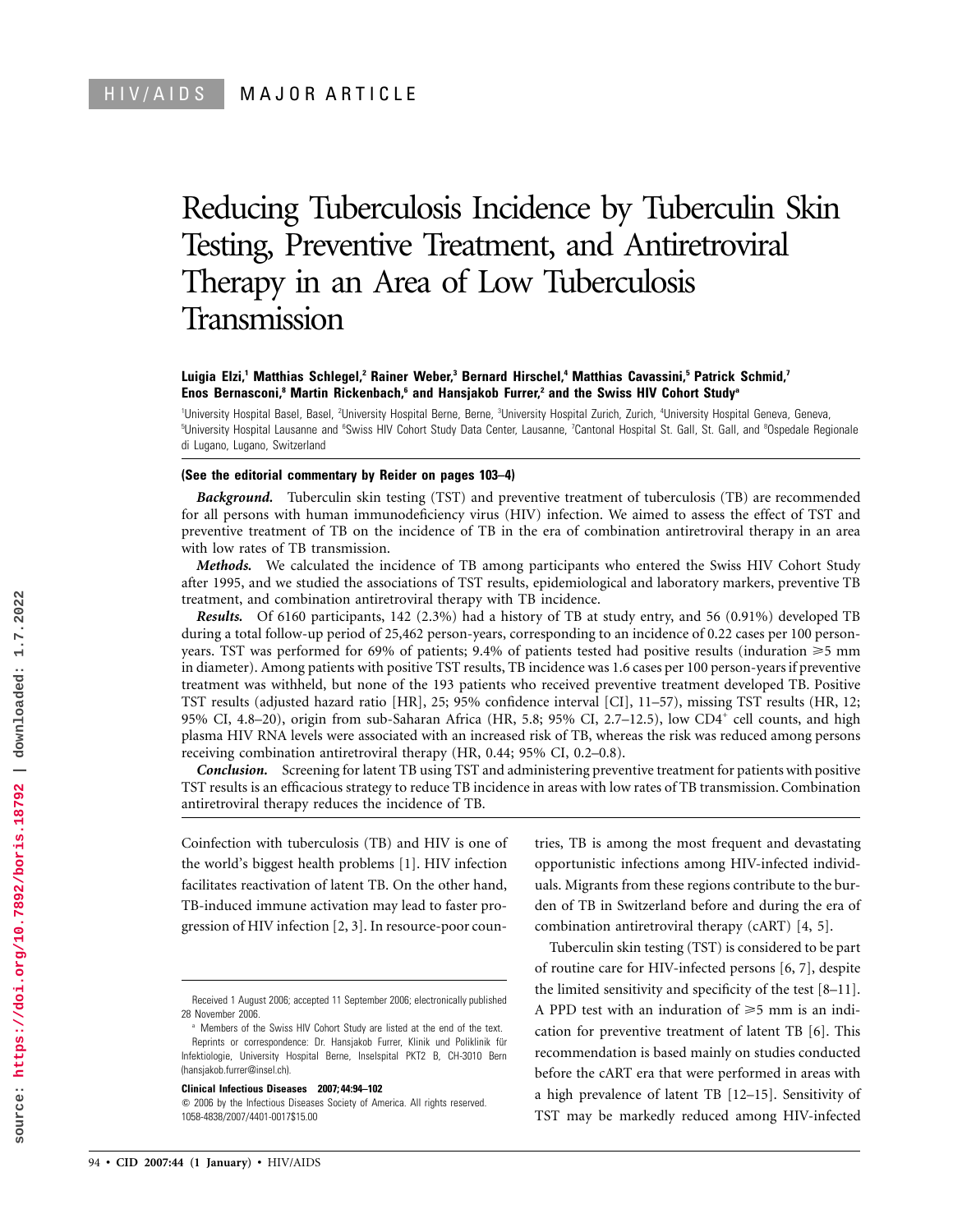HIV/AIDS MAJOR ARTICLE

# Reducing Tuberculosis Incidence by Tuberculin Skin Testing, Preventive Treatment, and Antiretroviral Therapy in an Area of Low Tuberculosis Transmission

**Luigia Elzi,[1] Matthias Schlegel,[2] Rainer Weber,[3] Bernard Hirschel,[4] Matthias Cavassini,[5] Patrick Schmid,[7] Enos Bernasconi,[8] Martin Rickenbach,[6] and Hansjakob Furrer,[2] and the Swiss HIV Cohort Study[a]**

[1]University Hospital Basel, Basel, [2]University Hospital Berne, Berne, [3]University Hospital Zurich, Zurich, [4]University Hospital Geneva, Geneva, [5]University Hospital Lausanne and [6]Swiss HIV Cohort Study Data Center, Lausanne, [7]Cantonal Hospital St. Gall, St. Gall, and [8]Ospedale Regionale di Lugano, Lugano, Switzerland

**(See the editorial commentary by Reider on pages 103–4)**

***Background.*** Tuberculin skin testing (TST) and preventive treatment of tuberculosis (TB) are recommended for all persons with human immunodeficiency virus (HIV) infection. We aimed to assess the effect of TST and preventive treatment of TB on the incidence of TB in the era of combination antiretroviral therapy in an area with low rates of TB transmission.

***Methods.*** We calculated the incidence of TB among participants who entered the Swiss HIV Cohort Study after 1995, and we studied the associations of TST results, epidemiological and laboratory markers, preventive TB treatment, and combination antiretroviral therapy with TB incidence.

***Results.*** Of 6160 participants, 142 (2.3%) had a history of TB at study entry, and 56 (0.91%) developed TB during a total follow-up period of 25,462 person-years, corresponding to an incidence of 0.22 cases per 100 person-years. TST was performed for 69% of patients; 9.4% of patients tested had positive results (induration $\geqslant$5 mm in diameter). Among patients with positive TST results, TB incidence was 1.6 cases per 100 person-years if preventive treatment was withheld, but none of the 193 patients who received preventive treatment developed TB. Positive TST results (adjusted hazard ratio [HR], 25; 95% confidence interval [CI], 11–57), missing TST results (HR, 12; 95% CI, 4.8–20), origin from sub-Saharan Africa (HR, 5.8; 95% CI, 2.7–12.5), low $CD4^+$ cell counts, and high plasma HIV RNA levels were associated with an increased risk of TB, whereas the risk was reduced among persons receiving combination antiretroviral therapy (HR, 0.44; 95% CI, 0.2–0.8).

***Conclusion.*** Screening for latent TB using TST and administering preventive treatment for patients with positive TST results is an efficacious strategy to reduce TB incidence in areas with low rates of TB transmission. Combination antiretroviral therapy reduces the incidence of TB.

Coinfection with tuberculosis (TB) and HIV is one of the world's biggest health problems [1]. HIV infection facilitates reactivation of latent TB. On the other hand, TB-induced immune activation may lead to faster progression of HIV infection [2, 3]. In resource-poor countries, TB is among the most frequent and devastating opportunistic infections among HIV-infected individuals. Migrants from these regions contribute to the burden of TB in Switzerland before and during the era of combination antiretroviral therapy (cART) [4, 5].

Tuberculin skin testing (TST) is considered to be part of routine care for HIV-infected persons [6, 7], despite the limited sensitivity and specificity of the test [8–11]. A PPD test with an induration of $\geqslant$5 mm is an indication for preventive treatment of latent TB [6]. This recommendation is based mainly on studies conducted before the cART era that were performed in areas with a high prevalence of latent TB [12–15]. Sensitivity of TST may be markedly reduced among HIV-infected

Received 1 August 2006; accepted 11 September 2006; electronically published 28 November 2006.

[a] Members of the Swiss HIV Cohort Study are listed at the end of the text.

Reprints or correspondence: Dr. Hansjakob Furrer, Klinik und Poliklinik für Infektiologie, University Hospital Berne, Inselspital PKT2 B, CH-3010 Bern (hansjakob.furrer@insel.ch).

**Clinical Infectious Diseases 2007; 44:94–102**

© 2006 by the Infectious Diseases Society of America. All rights reserved. 1058-4838/2007/4401-0017$15.00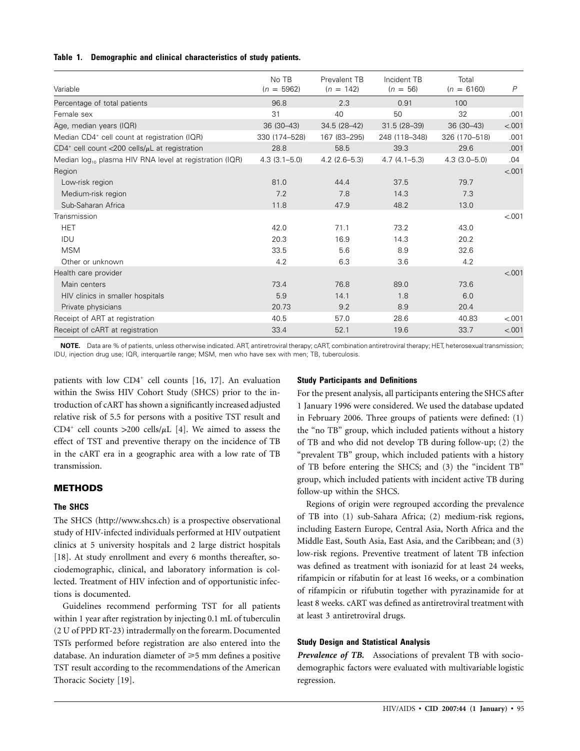**Table 1. Demographic and clinical characteristics of study patients.**

| Variable | No TB (n = 5962) | Prevalent TB (n = 142) | Incident TB (n = 56) | Total (n = 6160) | P |
|---|---|---|---|---|---|
| Percentage of total patients | 96.8 | 2.3 | 0.91 | 100 | |
| Female sex | 31 | 40 | 50 | 32 | .001 |
| Age, median years (IQR) | 36 (30–43) | 34.5 (28–42) | 31.5 (28–39) | 36 (30–43) | <.001 |
| Median $CD4^+$ cell count at registration (IQR) | 330 (174–528) | 167 (83–295) | 248 (118–348) | 326 (170–518) | .001 |
| $CD4^+$ cell count <200 cells/$\mu$L at registration | 28.8 | 58.5 | 39.3 | 29.6 | .001 |
| Median $\log_{10}$ plasma HIV RNA level at registration (IQR) | 4.3 (3.1–5.0) | 4.2 (2.6–5.3) | 4.7 (4.1–5.3) | 4.3 (3.0–5.0) | .04 |
| Region | | | | | <.001 |
| Low-risk region | 81.0 | 44.4 | 37.5 | 79.7 | |
| Medium-risk region | 7.2 | 7.8 | 14.3 | 7.3 | |
| Sub-Saharan Africa | 11.8 | 47.9 | 48.2 | 13.0 | |
| Transmission | | | | | <.001 |
| HET | 42.0 | 71.1 | 73.2 | 43.0 | |
| IDU | 20.3 | 16.9 | 14.3 | 20.2 | |
| MSM | 33.5 | 5.6 | 8.9 | 32.6 | |
| Other or unknown | 4.2 | 6.3 | 3.6 | 4.2 | |
| Health care provider | | | | | <.001 |
| Main centers | 73.4 | 76.8 | 89.0 | 73.6 | |
| HIV clinics in smaller hospitals | 5.9 | 14.1 | 1.8 | 6.0 | |
| Private physicians | 20.73 | 9.2 | 8.9 | 20.4 | |
| Receipt of ART at registration | 40.5 | 57.0 | 28.6 | 40.83 | <.001 |
| Receipt of cART at registration | 33.4 | 52.1 | 19.6 | 33.7 | <.001 |

**NOTE.** Data are % of patients, unless otherwise indicated. ART, antiretroviral therapy; cART, combination antiretroviral therapy; HET, heterosexual transmission; IDU, injection drug use; IQR, interquartile range; MSM, men who have sex with men; TB, tuberculosis.

patients with low $CD4^+$ cell counts [16, 17]. An evaluation within the Swiss HIV Cohort Study (SHCS) prior to the introduction of cART has shown a significantly increased adjusted relative risk of 5.5 for persons with a positive TST result and $CD4^+$ cell counts >200 cells/$\mu$L [4]. We aimed to assess the effect of TST and preventive therapy on the incidence of TB in the cART era in a geographic area with a low rate of TB transmission.

## METHODS

### The SHCS

The SHCS (http://www.shcs.ch) is a prospective observational study of HIV-infected individuals performed at HIV outpatient clinics at 5 university hospitals and 2 large district hospitals [18]. At study enrollment and every 6 months thereafter, sociodemographic, clinical, and laboratory information is collected. Treatment of HIV infection and of opportunistic infections is documented.

Guidelines recommend performing TST for all patients within 1 year after registration by injecting 0.1 mL of tuberculin (2 U of PPD RT-23) intradermally on the forearm. Documented TSTs performed before registration are also entered into the database. An induration diameter of ⩾5 mm defines a positive TST result according to the recommendations of the American Thoracic Society [19].

### Study Participants and Definitions

For the present analysis, all participants entering the SHCS after 1 January 1996 were considered. We used the database updated in February 2006. Three groups of patients were defined: (1) the "no TB" group, which included patients without a history of TB and who did not develop TB during follow-up; (2) the "prevalent TB" group, which included patients with a history of TB before entering the SHCS; and (3) the "incident TB" group, which included patients with incident active TB during follow-up within the SHCS.

Regions of origin were regrouped according the prevalence of TB into (1) sub-Sahara Africa; (2) medium-risk regions, including Eastern Europe, Central Asia, North Africa and the Middle East, South Asia, East Asia, and the Caribbean; and (3) low-risk regions. Preventive treatment of latent TB infection was defined as treatment with isoniazid for at least 24 weeks, rifampicin or rifabutin for at least 16 weeks, or a combination of rifampicin or rifubutin together with pyrazinamide for at least 8 weeks. cART was defined as antiretroviral treatment with at least 3 antiretroviral drugs.

### Study Design and Statistical Analysis

***Prevalence of TB.*** Associations of prevalent TB with sociodemographic factors were evaluated with multivariable logistic regression.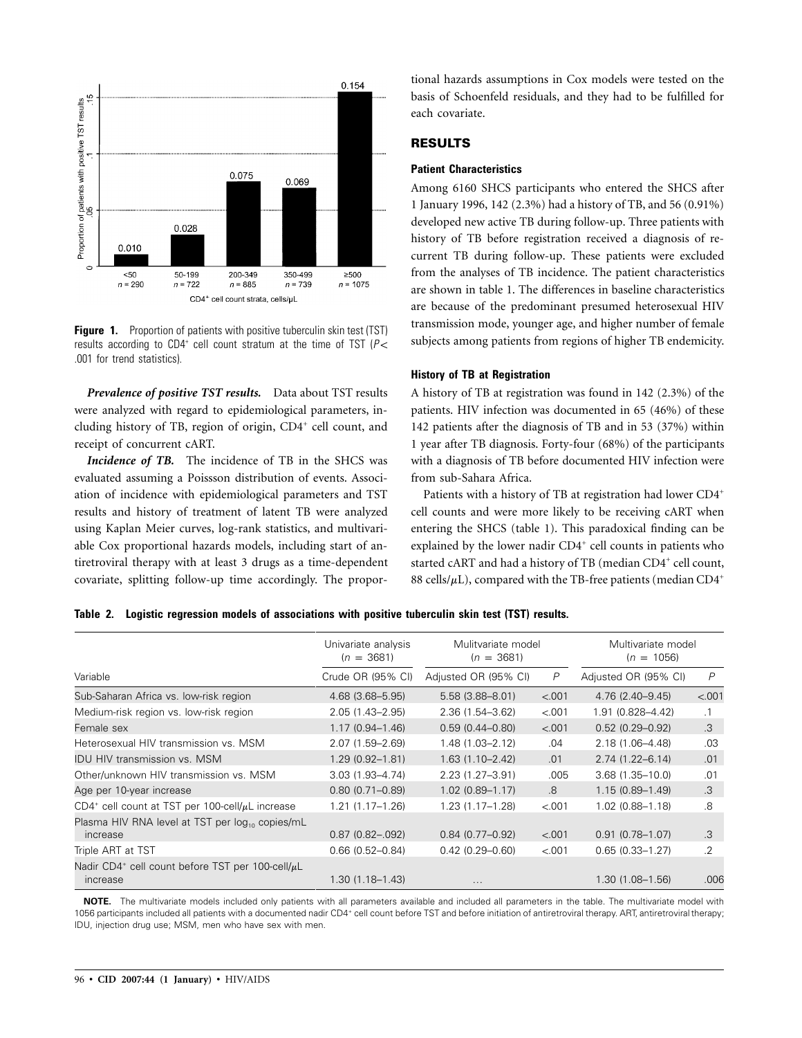0.154

0.075

0.069

0.028

0.010

Proportion of patients with positive TST results

0

.05

.1

.15

<50
n = 290

50-199
n = 722

200-349
n = 885

350-499
n = 739

≥500
n = 1075

CD4⁺ cell count strata, cells/μL

**Figure 1.** Proportion of patients with positive tuberculin skin test (TST) results according to CD4⁺ cell count stratum at the time of TST ($P <$ .001 for trend statistics).

***Prevalence of positive TST results.*** Data about TST results were analyzed with regard to epidemiological parameters, including history of TB, region of origin, CD4⁺ cell count, and receipt of concurrent cART.

***Incidence of TB.*** The incidence of TB in the SHCS was evaluated assuming a Poissson distribution of events. Association of incidence with epidemiological parameters and TST results and history of treatment of latent TB were analyzed using Kaplan Meier curves, log-rank statistics, and multivariable Cox proportional hazards models, including start of antiretroviral therapy with at least 3 drugs as a time-dependent covariate, splitting follow-up time accordingly. The proportional hazards assumptions in Cox models were tested on the basis of Schoenfeld residuals, and they had to be fulfilled for each covariate.

## RESULTS

### Patient Characteristics

Among 6160 SHCS participants who entered the SHCS after 1 January 1996, 142 (2.3%) had a history of TB, and 56 (0.91%) developed new active TB during follow-up. Three patients with history of TB before registration received a diagnosis of recurrent TB during follow-up. These patients were excluded from the analyses of TB incidence. The patient characteristics are shown in table 1. The differences in baseline characteristics are because of the predominant presumed heterosexual HIV transmission mode, younger age, and higher number of female subjects among patients from regions of higher TB endemicity.

### History of TB at Registration

A history of TB at registration was found in 142 (2.3%) of the patients. HIV infection was documented in 65 (46%) of these 142 patients after the diagnosis of TB and in 53 (37%) within 1 year after TB diagnosis. Forty-four (68%) of the participants with a diagnosis of TB before documented HIV infection were from sub-Sahara Africa.

Patients with a history of TB at registration had lower CD4⁺ cell counts and were more likely to be receiving cART when entering the SHCS (table 1). This paradoxical finding can be explained by the lower nadir CD4⁺ cell counts in patients who started cART and had a history of TB (median CD4⁺ cell count, 88 cells/μL), compared with the TB-free patients (median CD4⁺

**Table 2. Logistic regression models of associations with positive tuberculin skin test (TST) results.**

| | Univariate analysis ($n$ = 3681) | Mulitvariate model ($n$ = 3681) | | Multivariate model ($n$ = 1056) | |
|---|---|---|---|---|---|
| Variable | Crude OR (95% CI) | Adjusted OR (95% CI) | $P$ | Adjusted OR (95% CI) | $P$ |
| Sub-Saharan Africa vs. low-risk region | 4.68 (3.68–5.95) | 5.58 (3.88–8.01) | <.001 | 4.76 (2.40–9.45) | <.001 |
| Medium-risk region vs. low-risk region | 2.05 (1.43–2.95) | 2.36 (1.54–3.62) | <.001 | 1.91 (0.828–4.42) | .1 |
| Female sex | 1.17 (0.94–1.46) | 0.59 (0.44–0.80) | <.001 | 0.52 (0.29–0.92) | .3 |
| Heterosexual HIV transmission vs. MSM | 2.07 (1.59–2.69) | 1.48 (1.03–2.12) | .04 | 2.18 (1.06–4.48) | .03 |
| IDU HIV transmission vs. MSM | 1.29 (0.92–1.81) | 1.63 (1.10–2.42) | .01 | 2.74 (1.22–6.14) | .01 |
| Other/unknown HIV transmission vs. MSM | 3.03 (1.93–4.74) | 2.23 (1.27–3.91) | .005 | 3.68 (1.35–10.0) | .01 |
| Age per 10-year increase | 0.80 (0.71–0.89) | 1.02 (0.89–1.17) | .8 | 1.15 (0.89–1.49) | .3 |
| CD4⁺ cell count at TST per 100-cell/μL increase | 1.21 (1.17–1.26) | 1.23 (1.17–1.28) | <.001 | 1.02 (0.88–1.18) | .8 |
| Plasma HIV RNA level at TST per $\log_{10}$ copies/mL increase | 0.87 (0.82–.092) | 0.84 (0.77–0.92) | <.001 | 0.91 (0.78–1.07) | .3 |
| Triple ART at TST | 0.66 (0.52–0.84) | 0.42 (0.29–0.60) | <.001 | 0.65 (0.33–1.27) | .2 |
| Nadir CD4⁺ cell count before TST per 100-cell/μL increase | 1.30 (1.18–1.43) | … | | 1.30 (1.08–1.56) | .006 |

**NOTE.** The multivariate models included only patients with all parameters available and included all parameters in the table. The multivariate model with 1056 participants included all patients with a documented nadir CD4⁺ cell count before TST and before initiation of antiretroviral therapy. ART, antiretroviral therapy; IDU, injection drug use; MSM, men who have sex with men.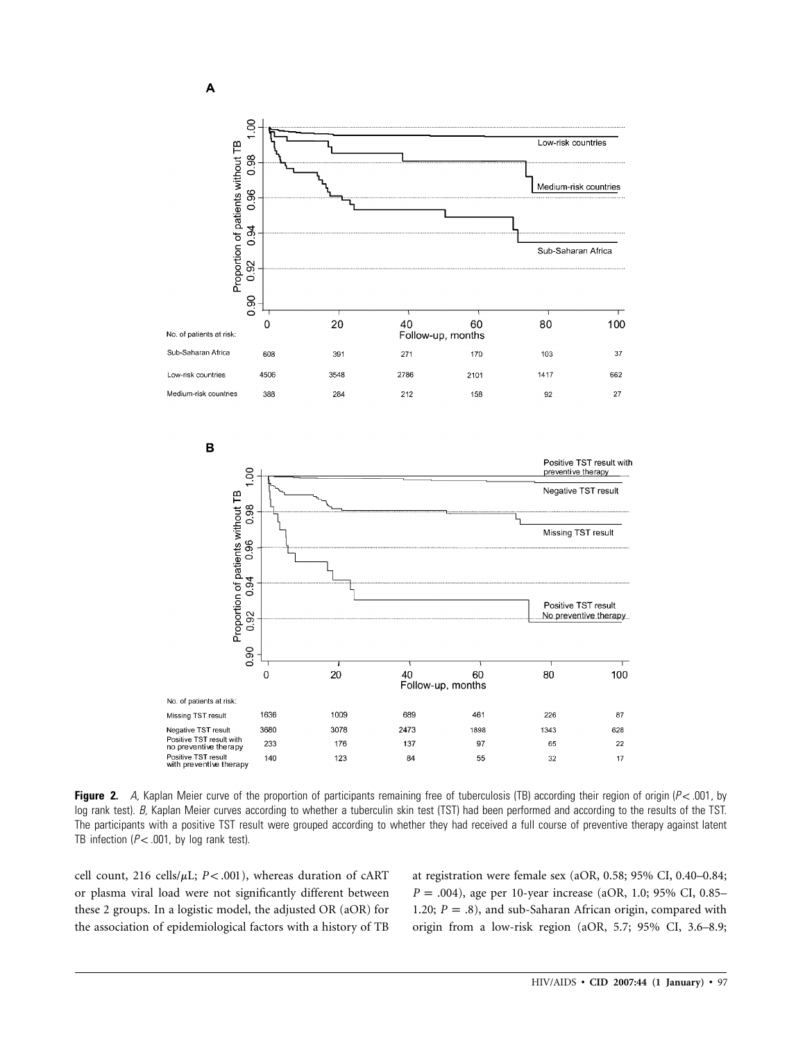A

Proportion of patients without TB

1.00
0.98
0.96
0.94
0.92
0.90

Low-risk countries

Medium-risk countries

Sub-Saharan Africa

0 20 40 60 80 100

Follow-up, months

No. of patients at risk:

Sub-Saharan Africa 608 391 271 170 103 37

Low-risk countries 4506 3548 2786 2101 1417 662

Medium-risk countries 388 284 212 158 92 27

B

Proportion of patients without TB

1.00
0.98
0.96
0.94
0.92
0.90

Positive TST result with preventive therapy

Negative TST result

Missing TST result

Positive TST result No preventive therapy

0 20 40 60 80 100

Follow-up, months

No. of patients at risk:

Missing TST result 1636 1009 689 461 226 87

Negative TST result 3680 3078 2473 1898 1343 628

Positive TST result with no preventive therapy 233 176 137 97 65 22

Positive TST result with preventive therapy 140 123 84 55 32 17

**Figure 2.** *A,* Kaplan Meier curve of the proportion of participants remaining free of tuberculosis (TB) according their region of origin ($P < .001$, by log rank test). *B,* Kaplan Meier curves according to whether a tuberculin skin test (TST) had been performed and according to the results of the TST. The participants with a positive TST result were grouped according to whether they had received a full course of preventive therapy against latent TB infection ($P < .001$, by log rank test).

cell count, 216 cells/$\mu$L; $P < .001$), whereas duration of cART or plasma viral load were not significantly different between these 2 groups. In a logistic model, the adjusted OR (aOR) for the association of epidemiological factors with a history of TB at registration were female sex (aOR, 0.58; 95% CI, 0.40–0.84; $P = .004$), age per 10-year increase (aOR, 1.0; 95% CI, 0.85–1.20; $P = .8$), and sub-Saharan African origin, compared with origin from a low-risk region (aOR, 5.7; 95% CI, 3.6–8.9;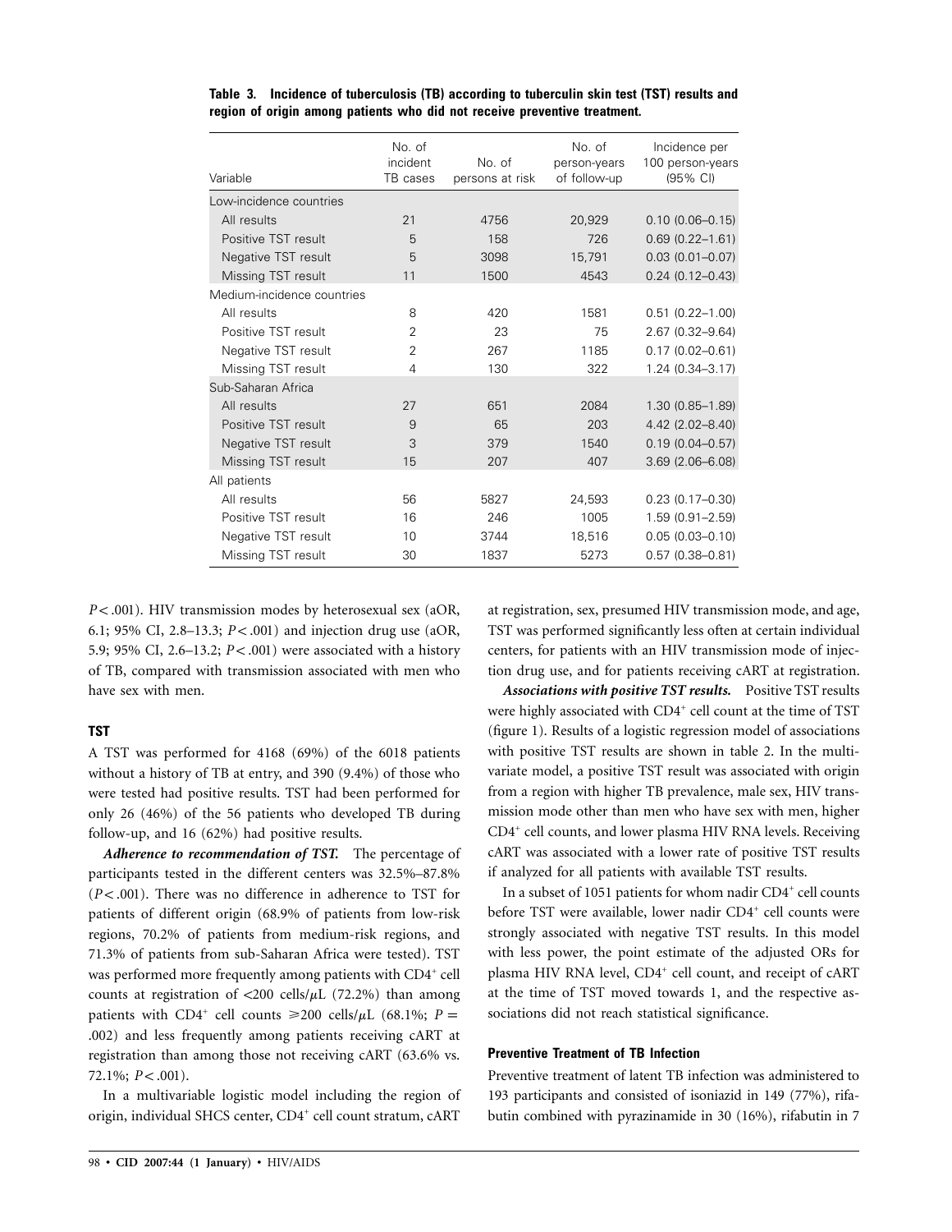**Table 3. Incidence of tuberculosis (TB) according to tuberculin skin test (TST) results and region of origin among patients who did not receive preventive treatment.**

| Variable | No. of incident TB cases | No. of persons at risk | No. of person-years of follow-up | Incidence per 100 person-years (95% CI) |
|---|---|---|---|---|
| Low-incidence countries | | | | |
| All results | 21 | 4756 | 20,929 | 0.10 (0.06–0.15) |
| Positive TST result | 5 | 158 | 726 | 0.69 (0.22–1.61) |
| Negative TST result | 5 | 3098 | 15,791 | 0.03 (0.01–0.07) |
| Missing TST result | 11 | 1500 | 4543 | 0.24 (0.12–0.43) |
| Medium-incidence countries | | | | |
| All results | 8 | 420 | 1581 | 0.51 (0.22–1.00) |
| Positive TST result | 2 | 23 | 75 | 2.67 (0.32–9.64) |
| Negative TST result | 2 | 267 | 1185 | 0.17 (0.02–0.61) |
| Missing TST result | 4 | 130 | 322 | 1.24 (0.34–3.17) |
| Sub-Saharan Africa | | | | |
| All results | 27 | 651 | 2084 | 1.30 (0.85–1.89) |
| Positive TST result | 9 | 65 | 203 | 4.42 (2.02–8.40) |
| Negative TST result | 3 | 379 | 1540 | 0.19 (0.04–0.57) |
| Missing TST result | 15 | 207 | 407 | 3.69 (2.06–6.08) |
| All patients | | | | |
| All results | 56 | 5827 | 24,593 | 0.23 (0.17–0.30) |
| Positive TST result | 16 | 246 | 1005 | 1.59 (0.91–2.59) |
| Negative TST result | 10 | 3744 | 18,516 | 0.05 (0.03–0.10) |
| Missing TST result | 30 | 1837 | 5273 | 0.57 (0.38–0.81) |

$P < .001$). HIV transmission modes by heterosexual sex (aOR, 6.1; 95% CI, 2.8–13.3; $P < .001$) and injection drug use (aOR, 5.9; 95% CI, 2.6–13.2; $P < .001$) were associated with a history of TB, compared with transmission associated with men who have sex with men.

### TST

A TST was performed for 4168 (69%) of the 6018 patients without a history of TB at entry, and 390 (9.4%) of those who were tested had positive results. TST had been performed for only 26 (46%) of the 56 patients who developed TB during follow-up, and 16 (62%) had positive results.

***Adherence to recommendation of TST.*** The percentage of participants tested in the different centers was 32.5%–87.8% ($P < .001$). There was no difference in adherence to TST for patients of different origin (68.9% of patients from low-risk regions, 70.2% of patients from medium-risk regions, and 71.3% of patients from sub-Saharan Africa were tested). TST was performed more frequently among patients with $CD4^+$ cell counts at registration of <200 cells/$\mu$L (72.2%) than among patients with $CD4^+$ cell counts $\geqslant$200 cells/$\mu$L (68.1%; $P =$ .002) and less frequently among patients receiving cART at registration than among those not receiving cART (63.6% vs. 72.1%; $P < .001$).

In a multivariable logistic model including the region of origin, individual SHCS center, $CD4^+$ cell count stratum, cART at registration, sex, presumed HIV transmission mode, and age, TST was performed significantly less often at certain individual centers, for patients with an HIV transmission mode of injection drug use, and for patients receiving cART at registration.

***Associations with positive TST results.*** Positive TST results were highly associated with $CD4^+$ cell count at the time of TST (figure 1). Results of a logistic regression model of associations with positive TST results are shown in table 2. In the multivariate model, a positive TST result was associated with origin from a region with higher TB prevalence, male sex, HIV transmission mode other than men who have sex with men, higher $CD4^+$ cell counts, and lower plasma HIV RNA levels. Receiving cART was associated with a lower rate of positive TST results if analyzed for all patients with available TST results.

In a subset of 1051 patients for whom nadir $CD4^+$ cell counts before TST were available, lower nadir $CD4^+$ cell counts were strongly associated with negative TST results. In this model with less power, the point estimate of the adjusted ORs for plasma HIV RNA level, $CD4^+$ cell count, and receipt of cART at the time of TST moved towards 1, and the respective associations did not reach statistical significance.

### Preventive Treatment of TB Infection

Preventive treatment of latent TB infection was administered to 193 participants and consisted of isoniazid in 149 (77%), rifabutin combined with pyrazinamide in 30 (16%), rifabutin in 7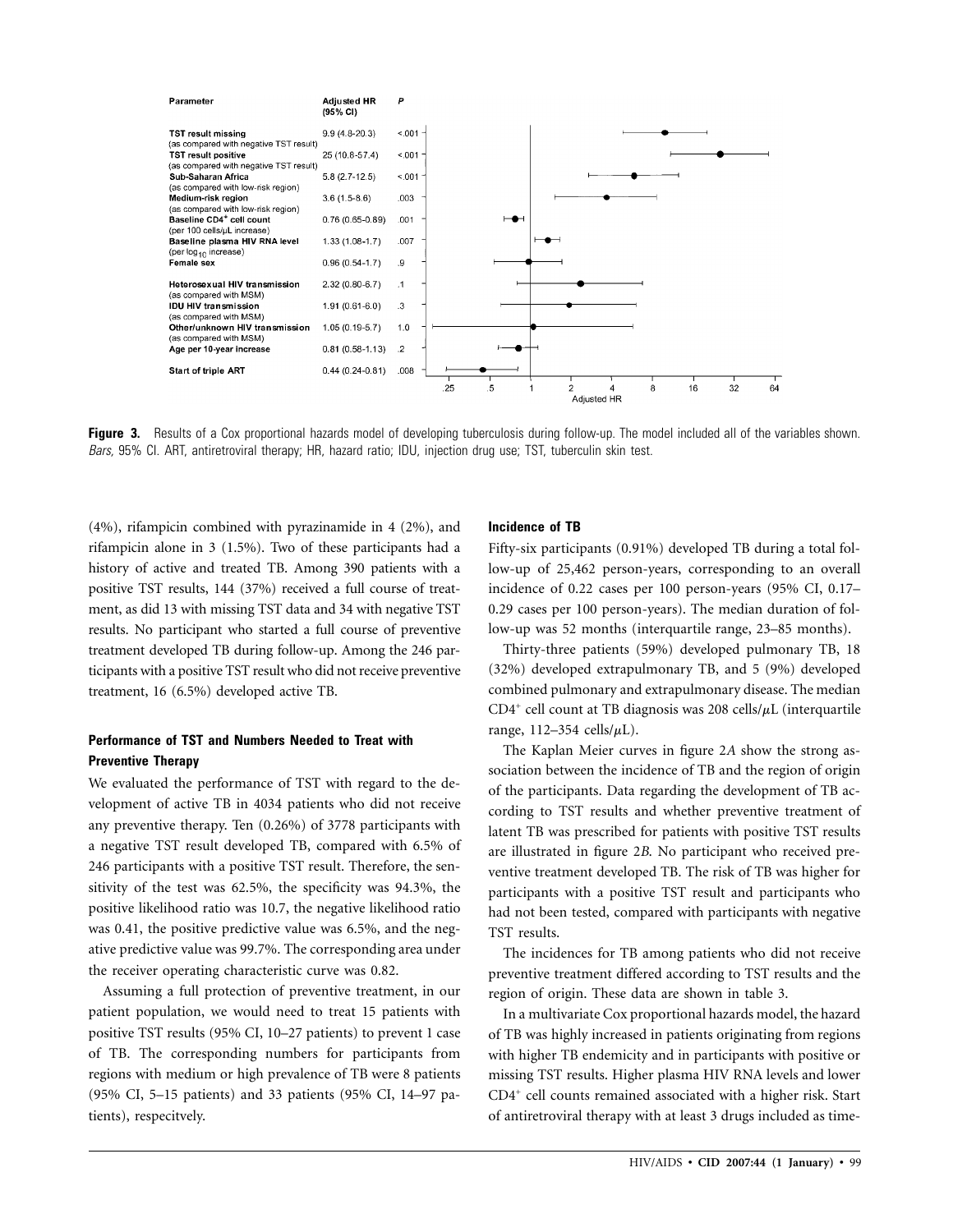Parameter | Adjusted HR (95% CI) | P

TST result missing (as compared with negative TST result) | 9.9 (4.8-20.3) | <.001

TST result positive (as compared with negative TST result) | 25 (10.8-57.4) | <.001

Sub-Saharan Africa (as compared with low-risk region) | 5.8 (2.7-12.5) | <.001

Medium-risk region (as compared with low-risk region) | 3.6 (1.5-8.6) | .003

Baseline CD4[+] cell count (per 100 cells/μL increase) | 0.76 (0.65-0.89) | .001

Baseline plasma HIV RNA level (per $\log_{10}$ increase) | 1.33 (1.08-1.7) | .007

Female sex | 0.96 (0.54-1.7) | .9

Heterosexual HIV transmission (as compared with MSM) | 2.32 (0.80-6.7) | .1

IDU HIV transmission (as compared with MSM) | 1.91 (0.61-6.0) | .3

Other/unknown HIV transmission (as compared with MSM) | 1.05 (0.19-5.7) | 1.0

Age per 10-year increase | 0.81 (0.58-1.13) | .2

Start of triple ART | 0.44 (0.24-0.81) | .008

.25 .5 1 2 4 8 16 32 64

Adjusted HR

**Figure 3.** Results of a Cox proportional hazards model of developing tuberculosis during follow-up. The model included all of the variables shown. *Bars,* 95% CI. ART, antiretroviral therapy; HR, hazard ratio; IDU, injection drug use; TST, tuberculin skin test.

(4%), rifampicin combined with pyrazinamide in 4 (2%), and rifampicin alone in 3 (1.5%). Two of these participants had a history of active and treated TB. Among 390 patients with a positive TST results, 144 (37%) received a full course of treatment, as did 13 with missing TST data and 34 with negative TST results. No participant who started a full course of preventive treatment developed TB during follow-up. Among the 246 participants with a positive TST result who did not receive preventive treatment, 16 (6.5%) developed active TB.

### Performance of TST and Numbers Needed to Treat with Preventive Therapy

We evaluated the performance of TST with regard to the development of active TB in 4034 patients who did not receive any preventive therapy. Ten (0.26%) of 3778 participants with a negative TST result developed TB, compared with 6.5% of 246 participants with a positive TST result. Therefore, the sensitivity of the test was 62.5%, the specificity was 94.3%, the positive likelihood ratio was 10.7, the negative likelihood ratio was 0.41, the positive predictive value was 6.5%, and the negative predictive value was 99.7%. The corresponding area under the receiver operating characteristic curve was 0.82.

Assuming a full protection of preventive treatment, in our patient population, we would need to treat 15 patients with positive TST results (95% CI, 10–27 patients) to prevent 1 case of TB. The corresponding numbers for participants from regions with medium or high prevalence of TB were 8 patients (95% CI, 5–15 patients) and 33 patients (95% CI, 14–97 patients), respecitvely.

### Incidence of TB

Fifty-six participants (0.91%) developed TB during a total follow-up of 25,462 person-years, corresponding to an overall incidence of 0.22 cases per 100 person-years (95% CI, 0.17–0.29 cases per 100 person-years). The median duration of follow-up was 52 months (interquartile range, 23–85 months).

Thirty-three patients (59%) developed pulmonary TB, 18 (32%) developed extrapulmonary TB, and 5 (9%) developed combined pulmonary and extrapulmonary disease. The median CD4[+] cell count at TB diagnosis was 208 cells/μL (interquartile range, 112–354 cells/μL).

The Kaplan Meier curves in figure 2*A* show the strong association between the incidence of TB and the region of origin of the participants. Data regarding the development of TB according to TST results and whether preventive treatment of latent TB was prescribed for patients with positive TST results are illustrated in figure 2*B*. No participant who received preventive treatment developed TB. The risk of TB was higher for participants with a positive TST result and participants who had not been tested, compared with participants with negative TST results.

The incidences for TB among patients who did not receive preventive treatment differed according to TST results and the region of origin. These data are shown in table 3.

In a multivariate Cox proportional hazards model, the hazard of TB was highly increased in patients originating from regions with higher TB endemicity and in participants with positive or missing TST results. Higher plasma HIV RNA levels and lower CD4[+] cell counts remained associated with a higher risk. Start of antiretroviral therapy with at least 3 drugs included as time-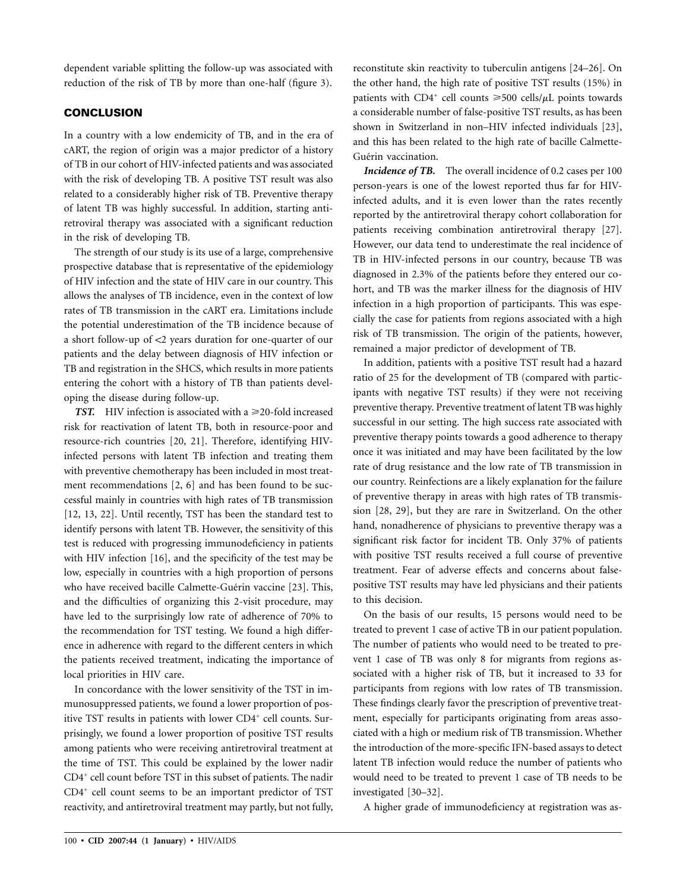dependent variable splitting the follow-up was associated with reduction of the risk of TB by more than one-half (figure 3).

## CONCLUSION

In a country with a low endemicity of TB, and in the era of cART, the region of origin was a major predictor of a history of TB in our cohort of HIV-infected patients and was associated with the risk of developing TB. A positive TST result was also related to a considerably higher risk of TB. Preventive therapy of latent TB was highly successful. In addition, starting antiretroviral therapy was associated with a significant reduction in the risk of developing TB.

The strength of our study is its use of a large, comprehensive prospective database that is representative of the epidemiology of HIV infection and the state of HIV care in our country. This allows the analyses of TB incidence, even in the context of low rates of TB transmission in the cART era. Limitations include the potential underestimation of the TB incidence because of a short follow-up of <2 years duration for one-quarter of our patients and the delay between diagnosis of HIV infection or TB and registration in the SHCS, which results in more patients entering the cohort with a history of TB than patients developing the disease during follow-up.

***TST.*** HIV infection is associated with a ⩾20-fold increased risk for reactivation of latent TB, both in resource-poor and resource-rich countries [20, 21]. Therefore, identifying HIV-infected persons with latent TB infection and treating them with preventive chemotherapy has been included in most treatment recommendations [2, 6] and has been found to be successful mainly in countries with high rates of TB transmission [12, 13, 22]. Until recently, TST has been the standard test to identify persons with latent TB. However, the sensitivity of this test is reduced with progressing immunodeficiency in patients with HIV infection [16], and the specificity of the test may be low, especially in countries with a high proportion of persons who have received bacille Calmette-Guérin vaccine [23]. This, and the difficulties of organizing this 2-visit procedure, may have led to the surprisingly low rate of adherence of 70% to the recommendation for TST testing. We found a high difference in adherence with regard to the different centers in which the patients received treatment, indicating the importance of local priorities in HIV care.

In concordance with the lower sensitivity of the TST in immunosuppressed patients, we found a lower proportion of positive TST results in patients with lower $CD4^+$ cell counts. Surprisingly, we found a lower proportion of positive TST results among patients who were receiving antiretroviral treatment at the time of TST. This could be explained by the lower nadir $CD4^+$ cell count before TST in this subset of patients. The nadir $CD4^+$ cell count seems to be an important predictor of TST reactivity, and antiretroviral treatment may partly, but not fully, reconstitute skin reactivity to tuberculin antigens [24–26]. On the other hand, the high rate of positive TST results (15%) in patients with $CD4^+$ cell counts ⩾500 cells/$\mu$L points towards a considerable number of false-positive TST results, as has been shown in Switzerland in non–HIV infected individuals [23], and this has been related to the high rate of bacille Calmette-Guérin vaccination.

***Incidence of TB.*** The overall incidence of 0.2 cases per 100 person-years is one of the lowest reported thus far for HIV-infected adults, and it is even lower than the rates recently reported by the antiretroviral therapy cohort collaboration for patients receiving combination antiretroviral therapy [27]. However, our data tend to underestimate the real incidence of TB in HIV-infected persons in our country, because TB was diagnosed in 2.3% of the patients before they entered our cohort, and TB was the marker illness for the diagnosis of HIV infection in a high proportion of participants. This was especially the case for patients from regions associated with a high risk of TB transmission. The origin of the patients, however, remained a major predictor of development of TB.

In addition, patients with a positive TST result had a hazard ratio of 25 for the development of TB (compared with participants with negative TST results) if they were not receiving preventive therapy. Preventive treatment of latent TB was highly successful in our setting. The high success rate associated with preventive therapy points towards a good adherence to therapy once it was initiated and may have been facilitated by the low rate of drug resistance and the low rate of TB transmission in our country. Reinfections are a likely explanation for the failure of preventive therapy in areas with high rates of TB transmission [28, 29], but they are rare in Switzerland. On the other hand, nonadherence of physicians to preventive therapy was a significant risk factor for incident TB. Only 37% of patients with positive TST results received a full course of preventive treatment. Fear of adverse effects and concerns about false-positive TST results may have led physicians and their patients to this decision.

On the basis of our results, 15 persons would need to be treated to prevent 1 case of active TB in our patient population. The number of patients who would need to be treated to prevent 1 case of TB was only 8 for migrants from regions associated with a higher risk of TB, but it increased to 33 for participants from regions with low rates of TB transmission. These findings clearly favor the prescription of preventive treatment, especially for participants originating from areas associated with a high or medium risk of TB transmission. Whether the introduction of the more-specific IFN-based assays to detect latent TB infection would reduce the number of patients who would need to be treated to prevent 1 case of TB needs to be investigated [30–32].

A higher grade of immunodeficiency at registration was as-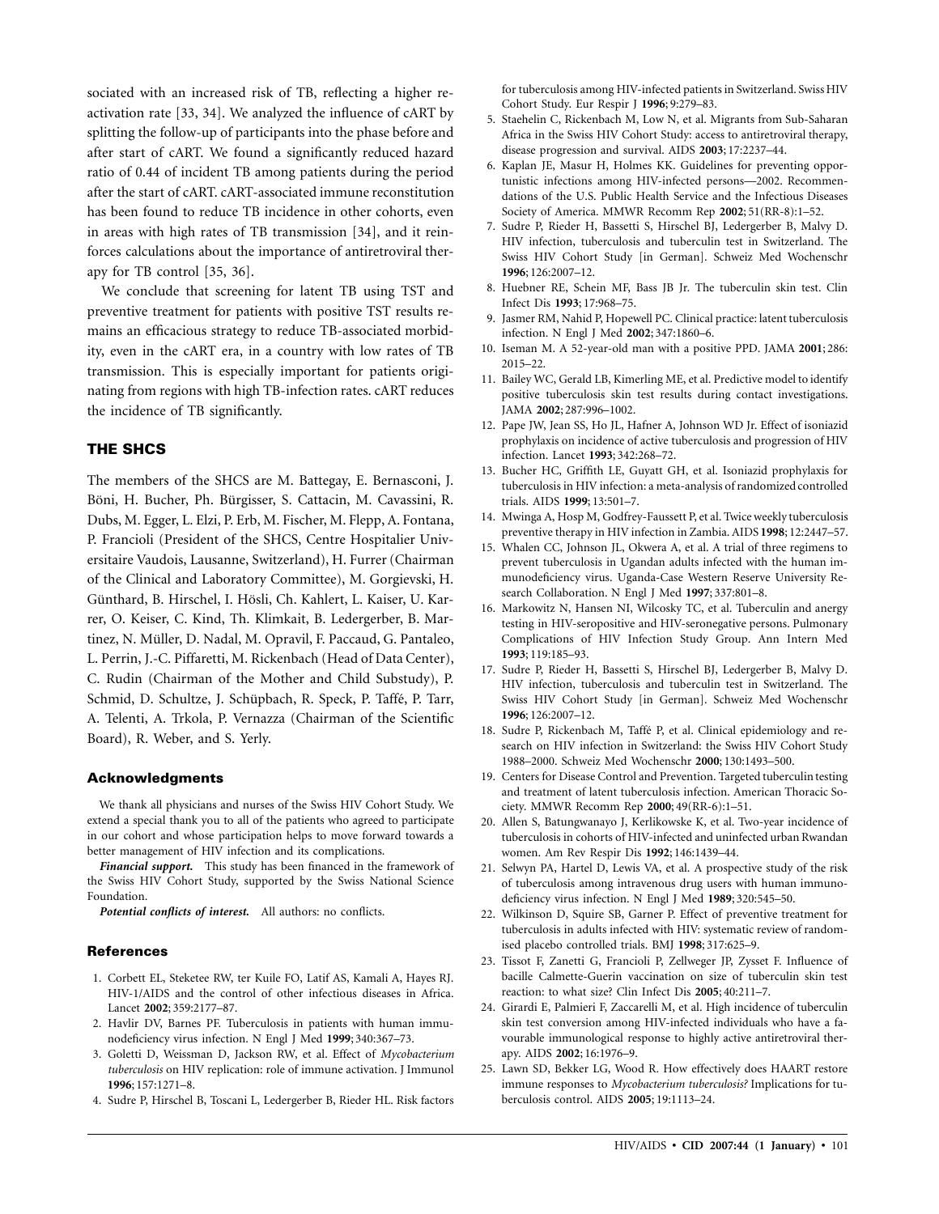sociated with an increased risk of TB, reflecting a higher reactivation rate [33, 34]. We analyzed the influence of cART by splitting the follow-up of participants into the phase before and after start of cART. We found a significantly reduced hazard ratio of 0.44 of incident TB among patients during the period after the start of cART. cART-associated immune reconstitution has been found to reduce TB incidence in other cohorts, even in areas with high rates of TB transmission [34], and it reinforces calculations about the importance of antiretroviral therapy for TB control [35, 36].

We conclude that screening for latent TB using TST and preventive treatment for patients with positive TST results remains an efficacious strategy to reduce TB-associated morbidity, even in the cART era, in a country with low rates of TB transmission. This is especially important for patients originating from regions with high TB-infection rates. cART reduces the incidence of TB significantly.

## THE SHCS

The members of the SHCS are M. Battegay, E. Bernasconi, J. Böni, H. Bucher, Ph. Bürgisser, S. Cattacin, M. Cavassini, R. Dubs, M. Egger, L. Elzi, P. Erb, M. Fischer, M. Flepp, A. Fontana, P. Francioli (President of the SHCS, Centre Hospitalier Universitaire Vaudois, Lausanne, Switzerland), H. Furrer (Chairman of the Clinical and Laboratory Committee), M. Gorgievski, H. Günthard, B. Hirschel, I. Hösli, Ch. Kahlert, L. Kaiser, U. Karrer, O. Keiser, C. Kind, Th. Klimkait, B. Ledergerber, B. Martinez, N. Müller, D. Nadal, M. Opravil, F. Paccaud, G. Pantaleo, L. Perrin, J.-C. Piffaretti, M. Rickenbach (Head of Data Center), C. Rudin (Chairman of the Mother and Child Substudy), P. Schmid, D. Schultze, J. Schüpbach, R. Speck, P. Taffé, P. Tarr, A. Telenti, A. Trkola, P. Vernazza (Chairman of the Scientific Board), R. Weber, and S. Yerly.

### Acknowledgments

We thank all physicians and nurses of the Swiss HIV Cohort Study. We extend a special thank you to all of the patients who agreed to participate in our cohort and whose participation helps to move forward towards a better management of HIV infection and its complications.

***Financial support.*** This study has been financed in the framework of the Swiss HIV Cohort Study, supported by the Swiss National Science Foundation.

***Potential conflicts of interest.*** All authors: no conflicts.

### References

1. Corbett EL, Steketee RW, ter Kuile FO, Latif AS, Kamali A, Hayes RJ. HIV-1/AIDS and the control of other infectious diseases in Africa. Lancet **2002**; 359:2177–87.
2. Havlir DV, Barnes PF. Tuberculosis in patients with human immunodeficiency virus infection. N Engl J Med **1999**; 340:367–73.
3. Goletti D, Weissman D, Jackson RW, et al. Effect of *Mycobacterium tuberculosis* on HIV replication: role of immune activation. J Immunol **1996**; 157:1271–8.
4. Sudre P, Hirschel B, Toscani L, Ledergerber B, Rieder HL. Risk factors for tuberculosis among HIV-infected patients in Switzerland. Swiss HIV Cohort Study. Eur Respir J **1996**; 9:279–83.
5. Staehelin C, Rickenbach M, Low N, et al. Migrants from Sub-Saharan Africa in the Swiss HIV Cohort Study: access to antiretroviral therapy, disease progression and survival. AIDS **2003**; 17:2237–44.
6. Kaplan JE, Masur H, Holmes KK. Guidelines for preventing opportunistic infections among HIV-infected persons—2002. Recommendations of the U.S. Public Health Service and the Infectious Diseases Society of America. MMWR Recomm Rep **2002**; 51(RR-8):1–52.
7. Sudre P, Rieder H, Bassetti S, Hirschel BJ, Ledergerber B, Malvy D. HIV infection, tuberculosis and tuberculin test in Switzerland. The Swiss HIV Cohort Study [in German]. Schweiz Med Wochenschr **1996**; 126:2007–12.
8. Huebner RE, Schein MF, Bass JB Jr. The tuberculin skin test. Clin Infect Dis **1993**; 17:968–75.
9. Jasmer RM, Nahid P, Hopewell PC. Clinical practice: latent tuberculosis infection. N Engl J Med **2002**; 347:1860–6.
10. Iseman M. A 52-year-old man with a positive PPD. JAMA **2001**; 286: 2015–22.
11. Bailey WC, Gerald LB, Kimerling ME, et al. Predictive model to identify positive tuberculosis skin test results during contact investigations. JAMA **2002**; 287:996–1002.
12. Pape JW, Jean SS, Ho JL, Hafner A, Johnson WD Jr. Effect of isoniazid prophylaxis on incidence of active tuberculosis and progression of HIV infection. Lancet **1993**; 342:268–72.
13. Bucher HC, Griffith LE, Guyatt GH, et al. Isoniazid prophylaxis for tuberculosis in HIV infection: a meta-analysis of randomized controlled trials. AIDS **1999**; 13:501–7.
14. Mwinga A, Hosp M, Godfrey-Faussett P, et al. Twice weekly tuberculosis preventive therapy in HIV infection in Zambia. AIDS **1998**; 12:2447–57.
15. Whalen CC, Johnson JL, Okwera A, et al. A trial of three regimens to prevent tuberculosis in Ugandan adults infected with the human immunodeficiency virus. Uganda-Case Western Reserve University Research Collaboration. N Engl J Med **1997**; 337:801–8.
16. Markowitz N, Hansen NI, Wilcosky TC, et al. Tuberculin and anergy testing in HIV-seropositive and HIV-seronegative persons. Pulmonary Complications of HIV Infection Study Group. Ann Intern Med **1993**; 119:185–93.
17. Sudre P, Rieder H, Bassetti S, Hirschel BJ, Ledergerber B, Malvy D. HIV infection, tuberculosis and tuberculin test in Switzerland. The Swiss HIV Cohort Study [in German]. Schweiz Med Wochenschr **1996**; 126:2007–12.
18. Sudre P, Rickenbach M, Taffé P, et al. Clinical epidemiology and research on HIV infection in Switzerland: the Swiss HIV Cohort Study 1988–2000. Schweiz Med Wochenschr **2000**; 130:1493–500.
19. Centers for Disease Control and Prevention. Targeted tuberculin testing and treatment of latent tuberculosis infection. American Thoracic Society. MMWR Recomm Rep **2000**; 49(RR-6):1–51.
20. Allen S, Batungwanayo J, Kerlikowske K, et al. Two-year incidence of tuberculosis in cohorts of HIV-infected and uninfected urban Rwandan women. Am Rev Respir Dis **1992**; 146:1439–44.
21. Selwyn PA, Hartel D, Lewis VA, et al. A prospective study of the risk of tuberculosis among intravenous drug users with human immunodeficiency virus infection. N Engl J Med **1989**; 320:545–50.
22. Wilkinson D, Squire SB, Garner P. Effect of preventive treatment for tuberculosis in adults infected with HIV: systematic review of randomised placebo controlled trials. BMJ **1998**; 317:625–9.
23. Tissot F, Zanetti G, Francioli P, Zellweger JP, Zysset F. Influence of bacille Calmette-Guerin vaccination on size of tuberculin skin test reaction: to what size? Clin Infect Dis **2005**; 40:211–7.
24. Girardi E, Palmieri F, Zaccarelli M, et al. High incidence of tuberculin skin test conversion among HIV-infected individuals who have a favourable immunological response to highly active antiretroviral therapy. AIDS **2002**; 16:1976–9.
25. Lawn SD, Bekker LG, Wood R. How effectively does HAART restore immune responses to *Mycobacterium tuberculosis?* Implications for tuberculosis control. AIDS **2005**; 19:1113–24.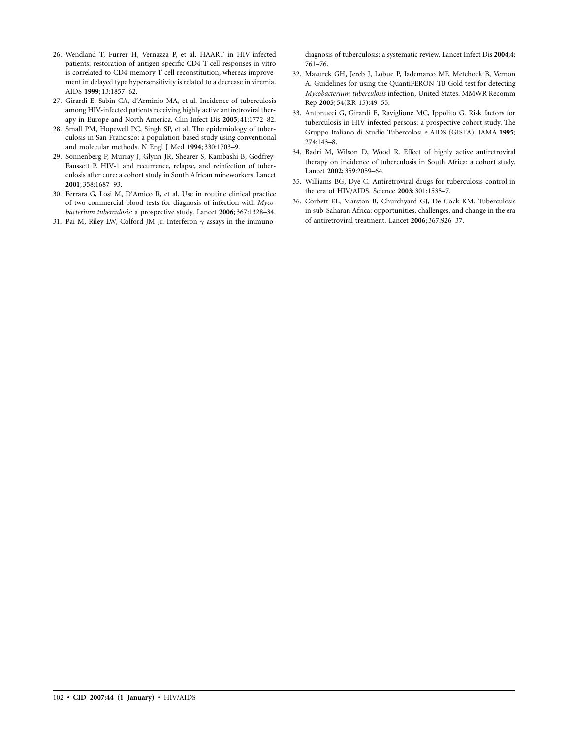26. Wendland T, Furrer H, Vernazza P, et al. HAART in HIV-infected patients: restoration of antigen-specific CD4 T-cell responses in vitro is correlated to CD4-memory T-cell reconstitution, whereas improvement in delayed type hypersensitivity is related to a decrease in viremia. AIDS **1999**; 13:1857–62.
27. Girardi E, Sabin CA, d'Arminio MA, et al. Incidence of tuberculosis among HIV-infected patients receiving highly active antiretroviral therapy in Europe and North America. Clin Infect Dis **2005**; 41:1772–82.
28. Small PM, Hopewell PC, Singh SP, et al. The epidemiology of tuberculosis in San Francisco: a population-based study using conventional and molecular methods. N Engl J Med **1994**; 330:1703–9.
29. Sonnenberg P, Murray J, Glynn JR, Shearer S, Kambashi B, Godfrey-Faussett P. HIV-1 and recurrence, relapse, and reinfection of tuberculosis after cure: a cohort study in South African mineworkers. Lancet **2001**; 358:1687–93.
30. Ferrara G, Losi M, D'Amico R, et al. Use in routine clinical practice of two commercial blood tests for diagnosis of infection with *Mycobacterium tuberculosis:* a prospective study. Lancet **2006**; 367:1328–34.
31. Pai M, Riley LW, Colford JM Jr. Interferon-$\gamma$ assays in the immunodiagnosis of tuberculosis: a systematic review. Lancet Infect Dis **2004**;4:761–76.
32. Mazurek GH, Jereb J, Lobue P, Iademarco MF, Metchock B, Vernon A. Guidelines for using the QuantiFERON-TB Gold test for detecting *Mycobacterium tuberculosis* infection, United States. MMWR Recomm Rep **2005**; 54(RR-15):49–55.
33. Antonucci G, Girardi E, Raviglione MC, Ippolito G. Risk factors for tuberculosis in HIV-infected persons: a prospective cohort study. The Gruppo Italiano di Studio Tubercolosi e AIDS (GISTA). JAMA **1995**; 274:143–8.
34. Badri M, Wilson D, Wood R. Effect of highly active antiretroviral therapy on incidence of tuberculosis in South Africa: a cohort study. Lancet **2002**; 359:2059–64.
35. Williams BG, Dye C. Antiretroviral drugs for tuberculosis control in the era of HIV/AIDS. Science **2003**; 301:1535–7.
36. Corbett EL, Marston B, Churchyard GJ, De Cock KM. Tuberculosis in sub-Saharan Africa: opportunities, challenges, and change in the era of antiretroviral treatment. Lancet **2006**; 367:926–37.